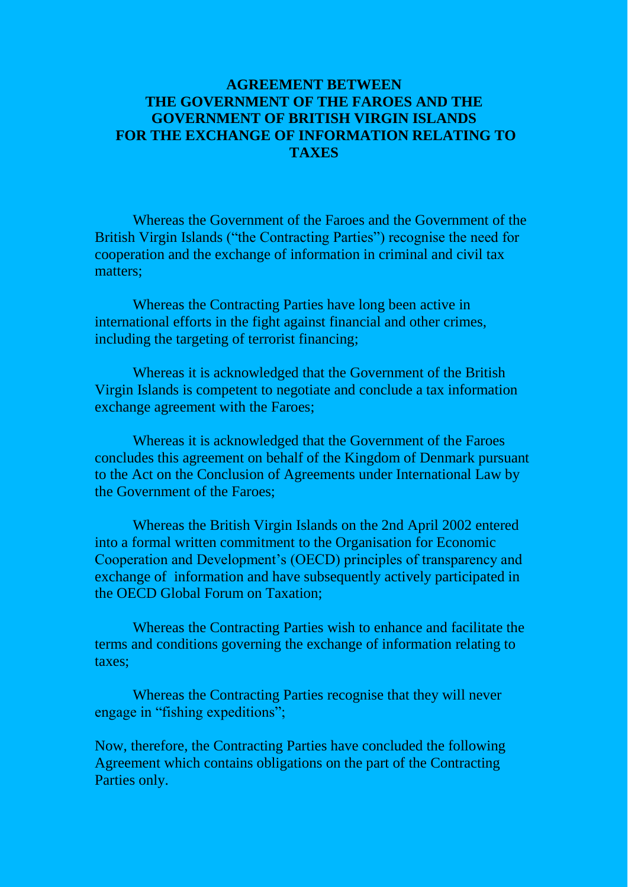# AGREEMENT BETWEEN THE GOVERNMENT OF THE FAROES AND THE GOVERNMENT OF BRITISH VIRGIN ISLANDS FOR THE EXCHANGE OF INFORMATION RELATING TO TAXES

Whereas the Government of the Faroes and the Government of the British Virgin Islands ("the Contracting Parties") recognise the need for cooperation and the exchange of information in criminal and civil tax matters;

Whereas the Contracting Parties have long been active in international efforts in the fight against financial and other crimes, including the targeting of terrorist financing;

Whereas it is acknowledged that the Government of the British Virgin Islands is competent to negotiate and conclude a tax information exchange agreement with the Faroes;

Whereas it is acknowledged that the Government of the Faroes concludes this agreement on behalf of the Kingdom of Denmark pursuant to the Act on the Conclusion of Agreements under International Law by the Government of the Faroes;

Whereas the British Virgin Islands on the 2nd April 2002 entered into a formal written commitment to the Organisation for Economic Cooperation and Development's (OECD) principles of transparency and exchange of information and have subsequently actively participated in the OECD Global Forum on Taxation;

Whereas the Contracting Parties wish to enhance and facilitate the terms and conditions governing the exchange of information relating to taxes;

Whereas the Contracting Parties recognise that they will never engage in "fishing expeditions";

Now, therefore, the Contracting Parties have concluded the following Agreement which contains obligations on the part of the Contracting Parties only.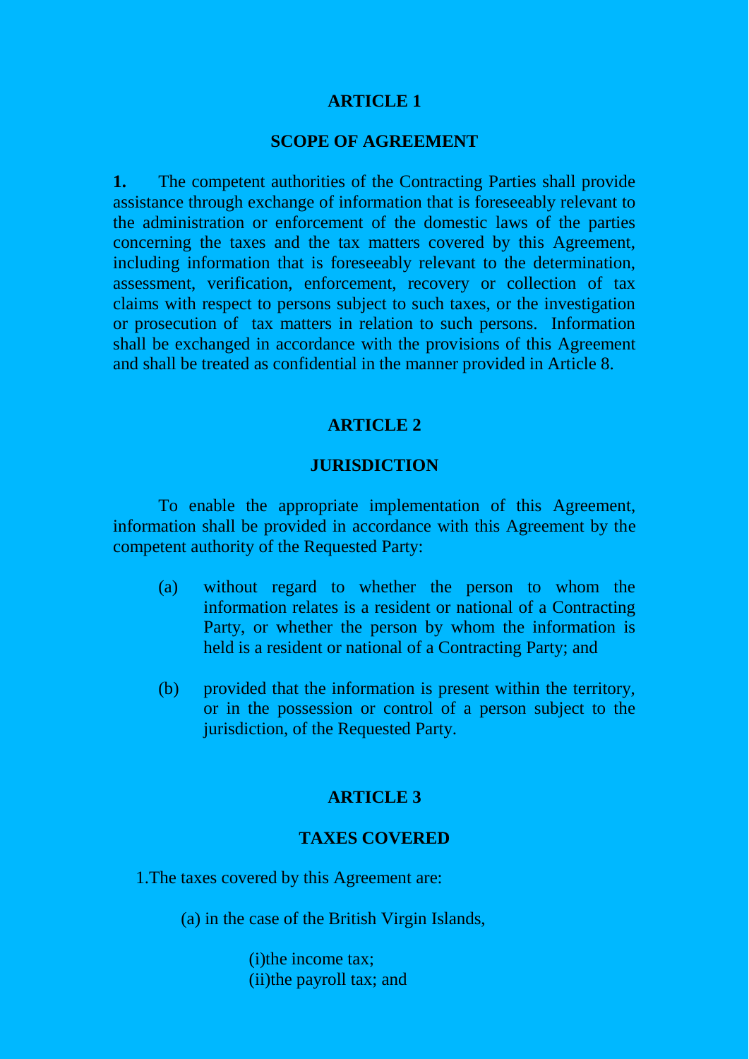## ARTICLE 1

## SCOPE OF AGREEMENT

**1.** The competent authorities of the Contracting Parties shall provide assistance through exchange of information that is foreseeably relevant to the administration or enforcement of the domestic laws of the parties concerning the taxes and the tax matters covered by this Agreement, including information that is foreseeably relevant to the determination, assessment, verification, enforcement, recovery or collection of tax claims with respect to persons subject to such taxes, or the investigation or prosecution of tax matters in relation to such persons. Information shall be exchanged in accordance with the provisions of this Agreement and shall be treated as confidential in the manner provided in Article 8.

## ARTICLE 2

## JURISDICTION

To enable the appropriate implementation of this Agreement, information shall be provided in accordance with this Agreement by the competent authority of the Requested Party:

(a) without regard to whether the person to whom the information relates is a resident or national of a Contracting Party, or whether the person by whom the information is held is a resident or national of a Contracting Party; and

(b) provided that the information is present within the territory, or in the possession or control of a person subject to the jurisdiction, of the Requested Party.

## ARTICLE 3

## TAXES COVERED

1.The taxes covered by this Agreement are:

(a) in the case of the British Virgin Islands,

(i)the income tax;
(ii)the payroll tax; and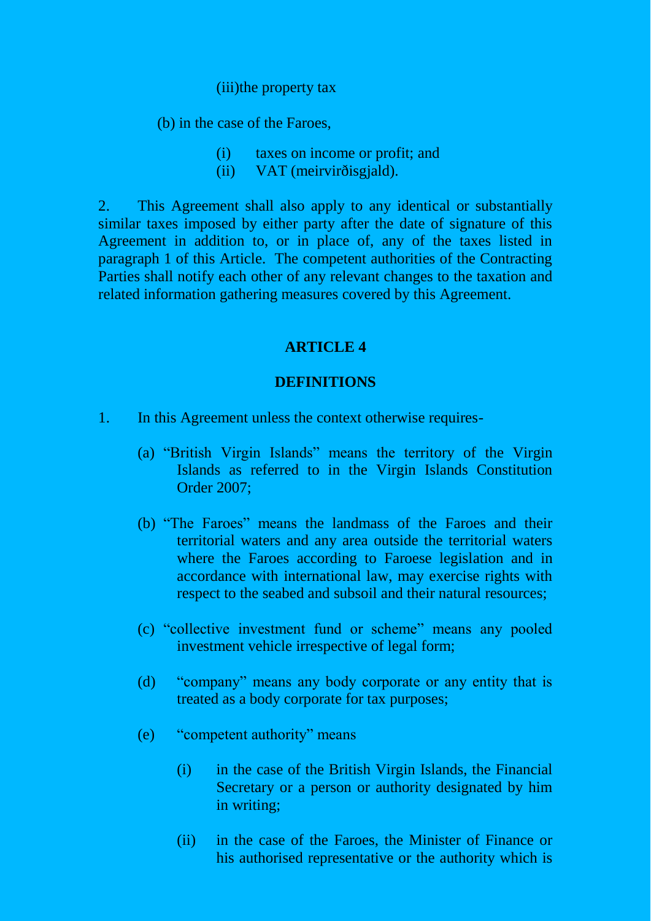(iii)the property tax

(b) in the case of the Faroes,

- (i) taxes on income or profit; and
- (ii) VAT (meirvirðisgjald).

2. This Agreement shall also apply to any identical or substantially similar taxes imposed by either party after the date of signature of this Agreement in addition to, or in place of, any of the taxes listed in paragraph 1 of this Article. The competent authorities of the Contracting Parties shall notify each other of any relevant changes to the taxation and related information gathering measures covered by this Agreement.

## ARTICLE 4

## DEFINITIONS

1. In this Agreement unless the context otherwise requires-

   (a) "British Virgin Islands" means the territory of the Virgin Islands as referred to in the Virgin Islands Constitution Order 2007;

   (b) "The Faroes" means the landmass of the Faroes and their territorial waters and any area outside the territorial waters where the Faroes according to Faroese legislation and in accordance with international law, may exercise rights with respect to the seabed and subsoil and their natural resources;

   (c) "collective investment fund or scheme" means any pooled investment vehicle irrespective of legal form;

   (d) "company" means any body corporate or any entity that is treated as a body corporate for tax purposes;

   (e) "competent authority" means

      (i) in the case of the British Virgin Islands, the Financial Secretary or a person or authority designated by him in writing;

      (ii) in the case of the Faroes, the Minister of Finance or his authorised representative or the authority which is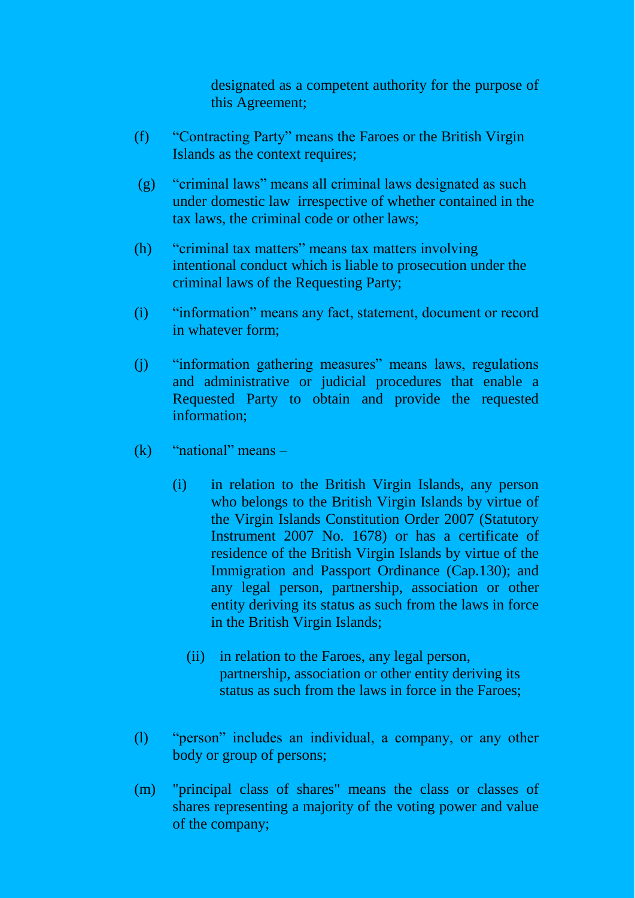designated as a competent authority for the purpose of this Agreement;

(f) "Contracting Party" means the Faroes or the British Virgin Islands as the context requires;

(g) "criminal laws" means all criminal laws designated as such under domestic law irrespective of whether contained in the tax laws, the criminal code or other laws;

(h) "criminal tax matters" means tax matters involving intentional conduct which is liable to prosecution under the criminal laws of the Requesting Party;

(i) "information" means any fact, statement, document or record in whatever form;

(j) "information gathering measures" means laws, regulations and administrative or judicial procedures that enable a Requested Party to obtain and provide the requested information;

(k) "national" means –

   (i) in relation to the British Virgin Islands, any person who belongs to the British Virgin Islands by virtue of the Virgin Islands Constitution Order 2007 (Statutory Instrument 2007 No. 1678) or has a certificate of residence of the British Virgin Islands by virtue of the Immigration and Passport Ordinance (Cap.130); and any legal person, partnership, association or other entity deriving its status as such from the laws in force in the British Virgin Islands;

   (ii) in relation to the Faroes, any legal person, partnership, association or other entity deriving its status as such from the laws in force in the Faroes;

(l) "person" includes an individual, a company, or any other body or group of persons;

(m) "principal class of shares" means the class or classes of shares representing a majority of the voting power and value of the company;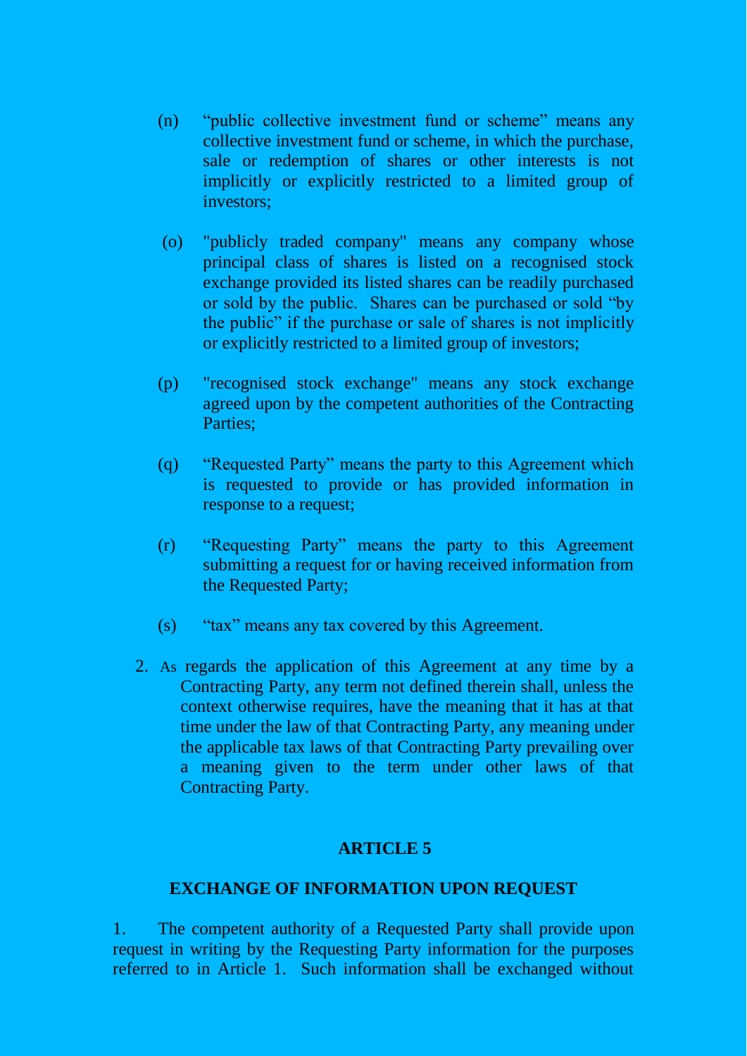(n) "public collective investment fund or scheme" means any collective investment fund or scheme, in which the purchase, sale or redemption of shares or other interests is not implicitly or explicitly restricted to a limited group of investors;

(o) "publicly traded company" means any company whose principal class of shares is listed on a recognised stock exchange provided its listed shares can be readily purchased or sold by the public. Shares can be purchased or sold "by the public" if the purchase or sale of shares is not implicitly or explicitly restricted to a limited group of investors;

(p) "recognised stock exchange" means any stock exchange agreed upon by the competent authorities of the Contracting Parties;

(q) "Requested Party" means the party to this Agreement which is requested to provide or has provided information in response to a request;

(r) "Requesting Party" means the party to this Agreement submitting a request for or having received information from the Requested Party;

(s) "tax" means any tax covered by this Agreement.

2. As regards the application of this Agreement at any time by a Contracting Party, any term not defined therein shall, unless the context otherwise requires, have the meaning that it has at that time under the law of that Contracting Party, any meaning under the applicable tax laws of that Contracting Party prevailing over a meaning given to the term under other laws of that Contracting Party.

## ARTICLE 5

### EXCHANGE OF INFORMATION UPON REQUEST

1. The competent authority of a Requested Party shall provide upon request in writing by the Requesting Party information for the purposes referred to in Article 1. Such information shall be exchanged without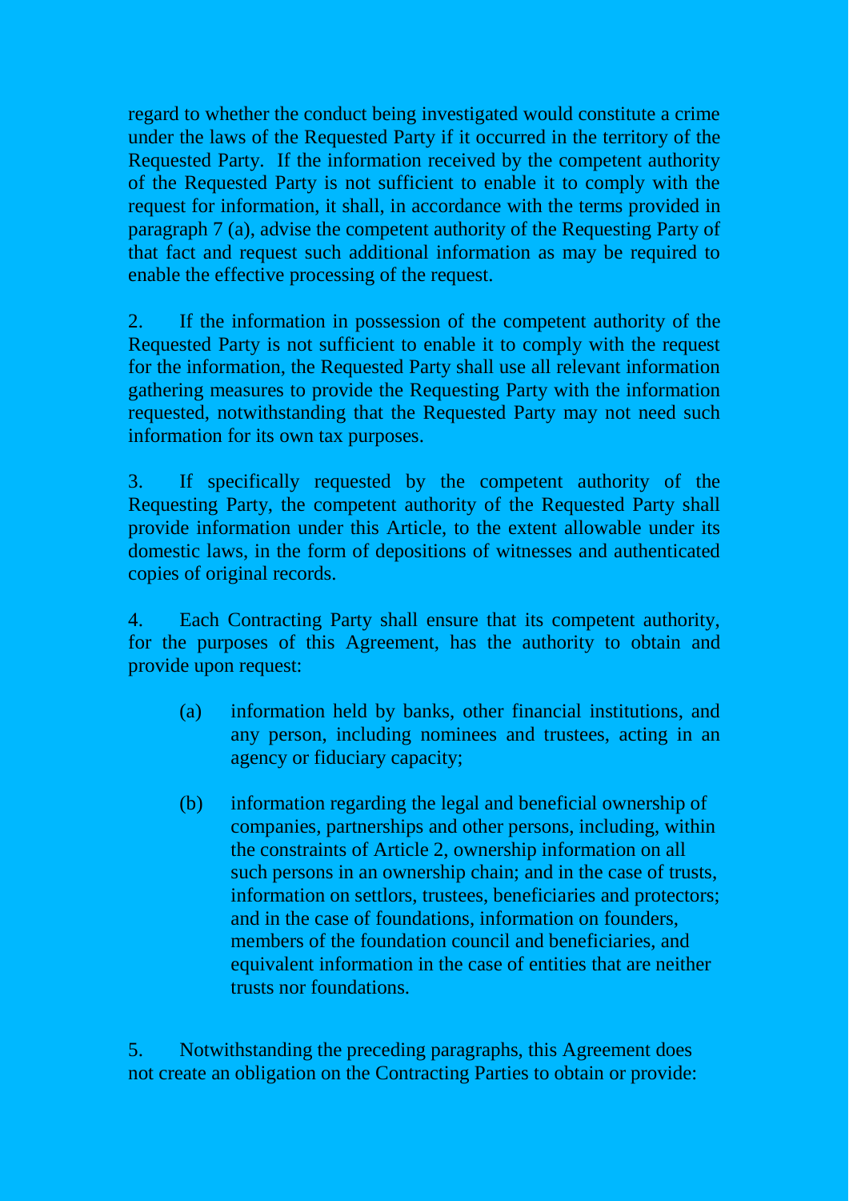regard to whether the conduct being investigated would constitute a crime under the laws of the Requested Party if it occurred in the territory of the Requested Party. If the information received by the competent authority of the Requested Party is not sufficient to enable it to comply with the request for information, it shall, in accordance with the terms provided in paragraph 7 (a), advise the competent authority of the Requesting Party of that fact and request such additional information as may be required to enable the effective processing of the request.

2. If the information in possession of the competent authority of the Requested Party is not sufficient to enable it to comply with the request for the information, the Requested Party shall use all relevant information gathering measures to provide the Requesting Party with the information requested, notwithstanding that the Requested Party may not need such information for its own tax purposes.

3. If specifically requested by the competent authority of the Requesting Party, the competent authority of the Requested Party shall provide information under this Article, to the extent allowable under its domestic laws, in the form of depositions of witnesses and authenticated copies of original records.

4. Each Contracting Party shall ensure that its competent authority, for the purposes of this Agreement, has the authority to obtain and provide upon request:

(a) information held by banks, other financial institutions, and any person, including nominees and trustees, acting in an agency or fiduciary capacity;

(b) information regarding the legal and beneficial ownership of companies, partnerships and other persons, including, within the constraints of Article 2, ownership information on all such persons in an ownership chain; and in the case of trusts, information on settlors, trustees, beneficiaries and protectors; and in the case of foundations, information on founders, members of the foundation council and beneficiaries, and equivalent information in the case of entities that are neither trusts nor foundations.

5. Notwithstanding the preceding paragraphs, this Agreement does not create an obligation on the Contracting Parties to obtain or provide: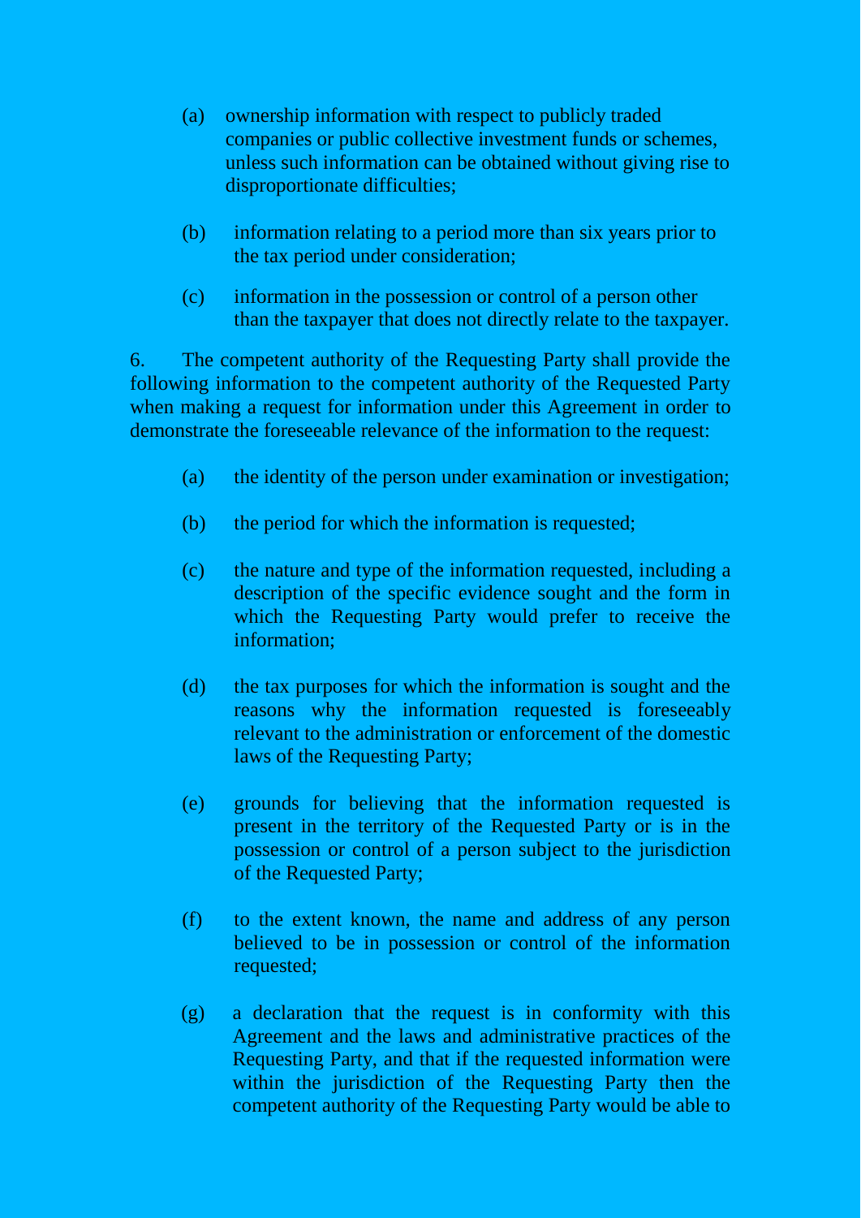(a) ownership information with respect to publicly traded companies or public collective investment funds or schemes, unless such information can be obtained without giving rise to disproportionate difficulties;

(b) information relating to a period more than six years prior to the tax period under consideration;

(c) information in the possession or control of a person other than the taxpayer that does not directly relate to the taxpayer.

6. The competent authority of the Requesting Party shall provide the following information to the competent authority of the Requested Party when making a request for information under this Agreement in order to demonstrate the foreseeable relevance of the information to the request:

(a) the identity of the person under examination or investigation;

(b) the period for which the information is requested;

(c) the nature and type of the information requested, including a description of the specific evidence sought and the form in which the Requesting Party would prefer to receive the information;

(d) the tax purposes for which the information is sought and the reasons why the information requested is foreseeably relevant to the administration or enforcement of the domestic laws of the Requesting Party;

(e) grounds for believing that the information requested is present in the territory of the Requested Party or is in the possession or control of a person subject to the jurisdiction of the Requested Party;

(f) to the extent known, the name and address of any person believed to be in possession or control of the information requested;

(g) a declaration that the request is in conformity with this Agreement and the laws and administrative practices of the Requesting Party, and that if the requested information were within the jurisdiction of the Requesting Party then the competent authority of the Requesting Party would be able to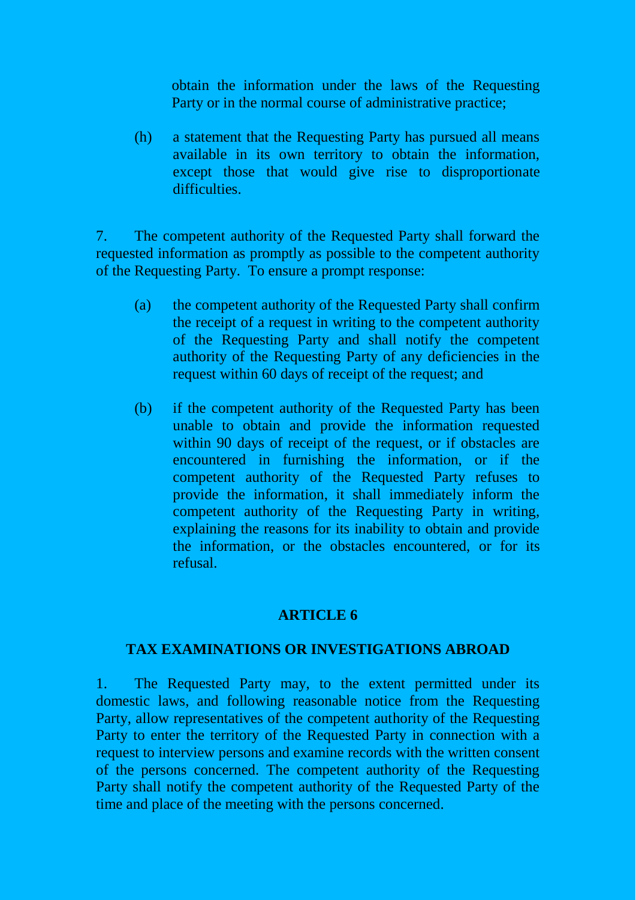obtain the information under the laws of the Requesting Party or in the normal course of administrative practice;

(h) a statement that the Requesting Party has pursued all means available in its own territory to obtain the information, except those that would give rise to disproportionate difficulties.

7. The competent authority of the Requested Party shall forward the requested information as promptly as possible to the competent authority of the Requesting Party. To ensure a prompt response:

(a) the competent authority of the Requested Party shall confirm the receipt of a request in writing to the competent authority of the Requesting Party and shall notify the competent authority of the Requesting Party of any deficiencies in the request within 60 days of receipt of the request; and

(b) if the competent authority of the Requested Party has been unable to obtain and provide the information requested within 90 days of receipt of the request, or if obstacles are encountered in furnishing the information, or if the competent authority of the Requested Party refuses to provide the information, it shall immediately inform the competent authority of the Requesting Party in writing, explaining the reasons for its inability to obtain and provide the information, or the obstacles encountered, or for its refusal.

## ARTICLE 6

## TAX EXAMINATIONS OR INVESTIGATIONS ABROAD

1. The Requested Party may, to the extent permitted under its domestic laws, and following reasonable notice from the Requesting Party, allow representatives of the competent authority of the Requesting Party to enter the territory of the Requested Party in connection with a request to interview persons and examine records with the written consent of the persons concerned. The competent authority of the Requesting Party shall notify the competent authority of the Requested Party of the time and place of the meeting with the persons concerned.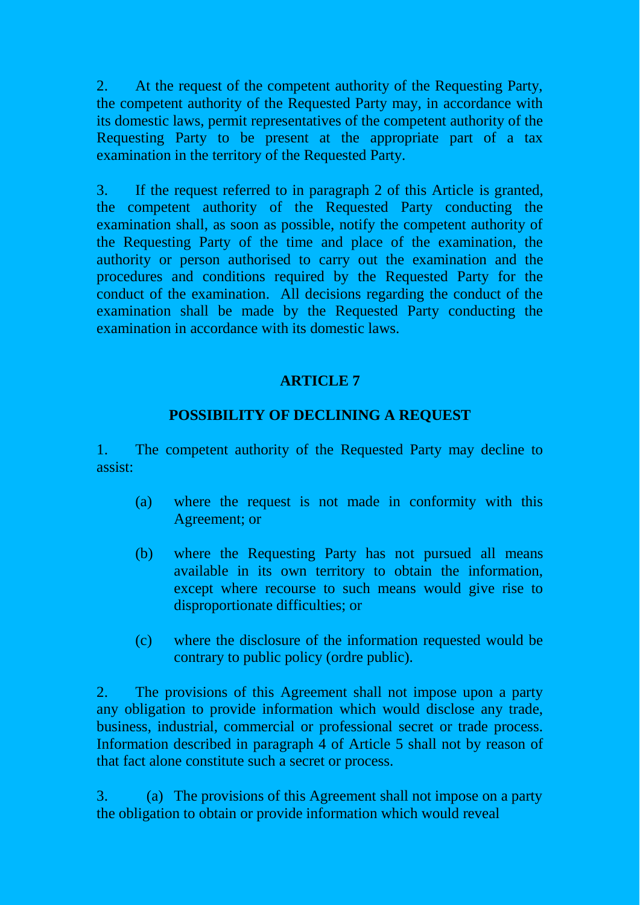2. At the request of the competent authority of the Requesting Party, the competent authority of the Requested Party may, in accordance with its domestic laws, permit representatives of the competent authority of the Requesting Party to be present at the appropriate part of a tax examination in the territory of the Requested Party.

3. If the request referred to in paragraph 2 of this Article is granted, the competent authority of the Requested Party conducting the examination shall, as soon as possible, notify the competent authority of the Requesting Party of the time and place of the examination, the authority or person authorised to carry out the examination and the procedures and conditions required by the Requested Party for the conduct of the examination. All decisions regarding the conduct of the examination shall be made by the Requested Party conducting the examination in accordance with its domestic laws.

## ARTICLE 7

## POSSIBILITY OF DECLINING A REQUEST

1. The competent authority of the Requested Party may decline to assist:

   (a) where the request is not made in conformity with this Agreement; or

   (b) where the Requesting Party has not pursued all means available in its own territory to obtain the information, except where recourse to such means would give rise to disproportionate difficulties; or

   (c) where the disclosure of the information requested would be contrary to public policy (ordre public).

2. The provisions of this Agreement shall not impose upon a party any obligation to provide information which would disclose any trade, business, industrial, commercial or professional secret or trade process. Information described in paragraph 4 of Article 5 shall not by reason of that fact alone constitute such a secret or process.

3. (a) The provisions of this Agreement shall not impose on a party the obligation to obtain or provide information which would reveal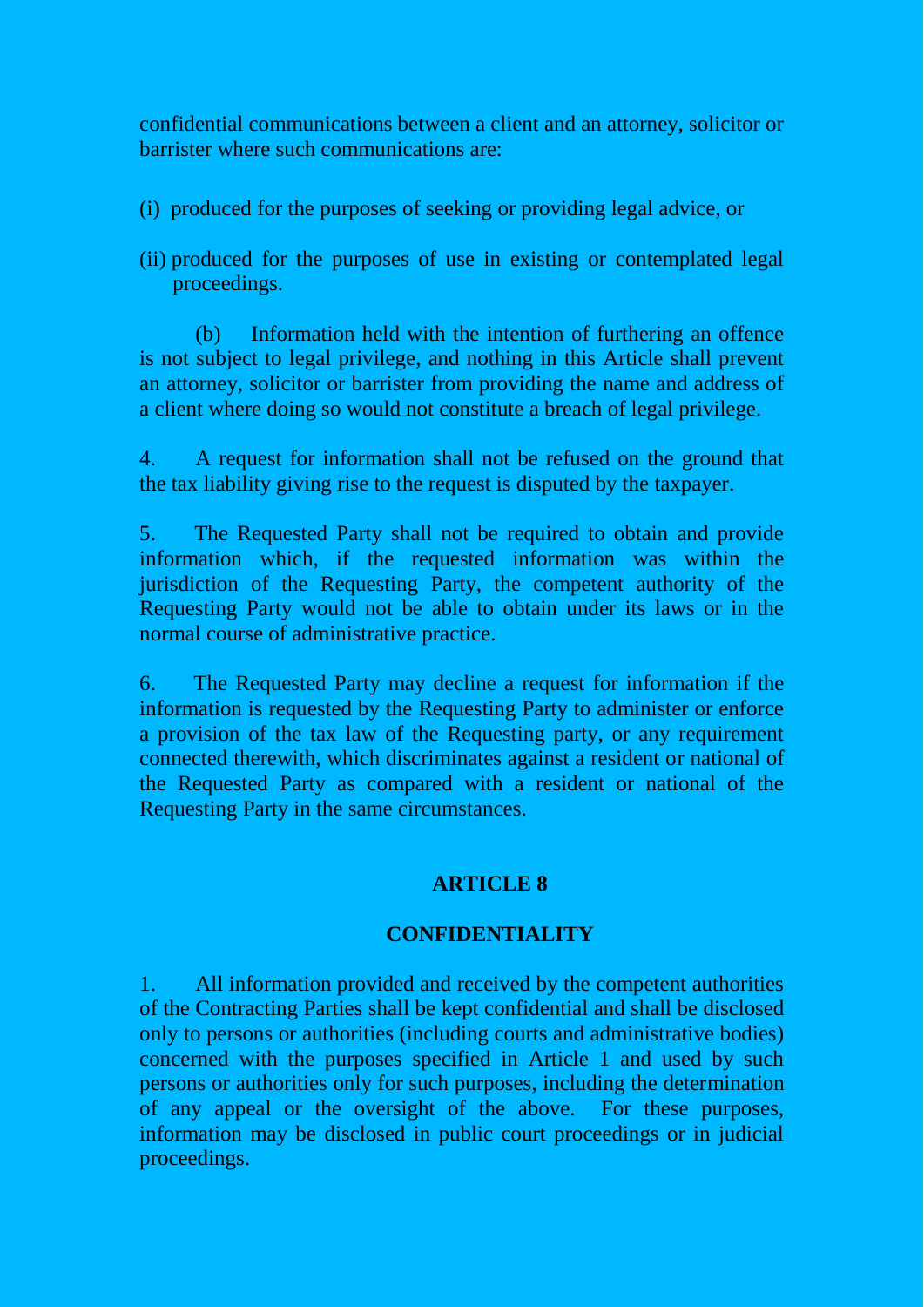confidential communications between a client and an attorney, solicitor or barrister where such communications are:

(i) produced for the purposes of seeking or providing legal advice, or

(ii) produced for the purposes of use in existing or contemplated legal proceedings.

(b) Information held with the intention of furthering an offence is not subject to legal privilege, and nothing in this Article shall prevent an attorney, solicitor or barrister from providing the name and address of a client where doing so would not constitute a breach of legal privilege.

4. A request for information shall not be refused on the ground that the tax liability giving rise to the request is disputed by the taxpayer.

5. The Requested Party shall not be required to obtain and provide information which, if the requested information was within the jurisdiction of the Requesting Party, the competent authority of the Requesting Party would not be able to obtain under its laws or in the normal course of administrative practice.

6. The Requested Party may decline a request for information if the information is requested by the Requesting Party to administer or enforce a provision of the tax law of the Requesting party, or any requirement connected therewith, which discriminates against a resident or national of the Requested Party as compared with a resident or national of the Requesting Party in the same circumstances.

## ARTICLE 8

## CONFIDENTIALITY

1. All information provided and received by the competent authorities of the Contracting Parties shall be kept confidential and shall be disclosed only to persons or authorities (including courts and administrative bodies) concerned with the purposes specified in Article 1 and used by such persons or authorities only for such purposes, including the determination of any appeal or the oversight of the above. For these purposes, information may be disclosed in public court proceedings or in judicial proceedings.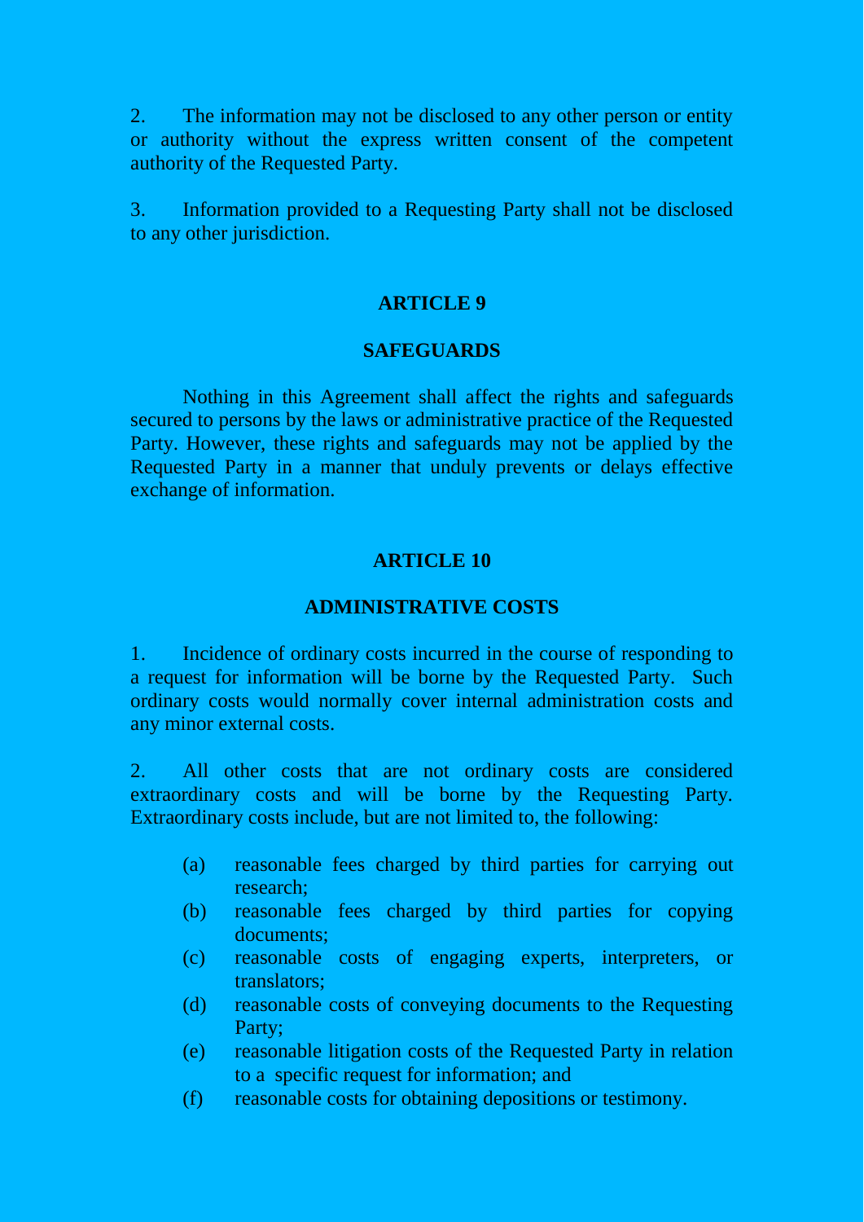2. The information may not be disclosed to any other person or entity or authority without the express written consent of the competent authority of the Requested Party.

3. Information provided to a Requesting Party shall not be disclosed to any other jurisdiction.

## ARTICLE 9

## SAFEGUARDS

Nothing in this Agreement shall affect the rights and safeguards secured to persons by the laws or administrative practice of the Requested Party. However, these rights and safeguards may not be applied by the Requested Party in a manner that unduly prevents or delays effective exchange of information.

## ARTICLE 10

## ADMINISTRATIVE COSTS

1. Incidence of ordinary costs incurred in the course of responding to a request for information will be borne by the Requested Party. Such ordinary costs would normally cover internal administration costs and any minor external costs.

2. All other costs that are not ordinary costs are considered extraordinary costs and will be borne by the Requesting Party. Extraordinary costs include, but are not limited to, the following:

- (a) reasonable fees charged by third parties for carrying out research;
- (b) reasonable fees charged by third parties for copying documents;
- (c) reasonable costs of engaging experts, interpreters, or translators;
- (d) reasonable costs of conveying documents to the Requesting Party;
- (e) reasonable litigation costs of the Requested Party in relation to a specific request for information; and
- (f) reasonable costs for obtaining depositions or testimony.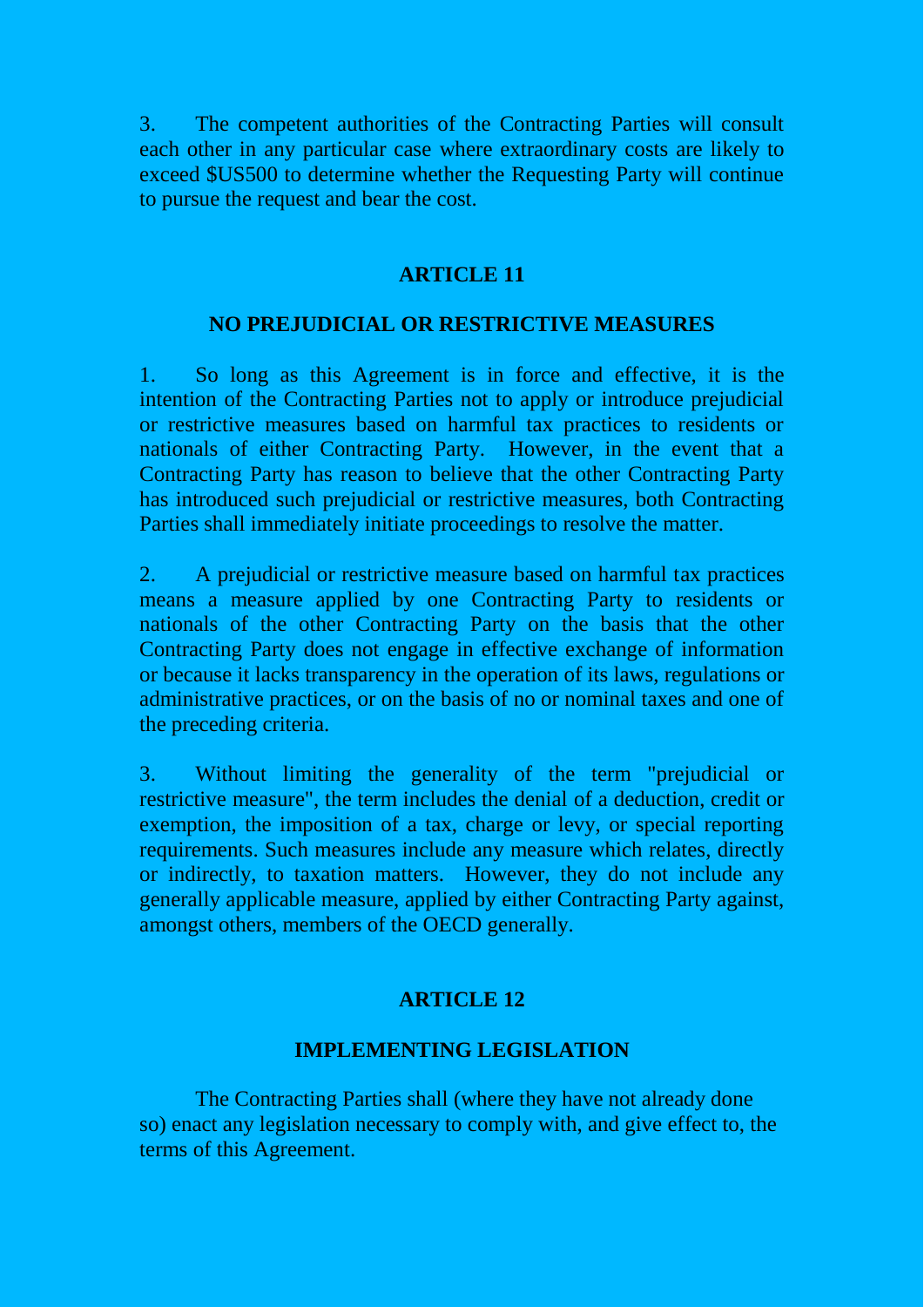3. The competent authorities of the Contracting Parties will consult each other in any particular case where extraordinary costs are likely to exceed $US500 to determine whether the Requesting Party will continue to pursue the request and bear the cost.

## ARTICLE 11

## NO PREJUDICIAL OR RESTRICTIVE MEASURES

1. So long as this Agreement is in force and effective, it is the intention of the Contracting Parties not to apply or introduce prejudicial or restrictive measures based on harmful tax practices to residents or nationals of either Contracting Party. However, in the event that a Contracting Party has reason to believe that the other Contracting Party has introduced such prejudicial or restrictive measures, both Contracting Parties shall immediately initiate proceedings to resolve the matter.

2. A prejudicial or restrictive measure based on harmful tax practices means a measure applied by one Contracting Party to residents or nationals of the other Contracting Party on the basis that the other Contracting Party does not engage in effective exchange of information or because it lacks transparency in the operation of its laws, regulations or administrative practices, or on the basis of no or nominal taxes and one of the preceding criteria.

3. Without limiting the generality of the term "prejudicial or restrictive measure", the term includes the denial of a deduction, credit or exemption, the imposition of a tax, charge or levy, or special reporting requirements. Such measures include any measure which relates, directly or indirectly, to taxation matters. However, they do not include any generally applicable measure, applied by either Contracting Party against, amongst others, members of the OECD generally.

## ARTICLE 12

## IMPLEMENTING LEGISLATION

The Contracting Parties shall (where they have not already done so) enact any legislation necessary to comply with, and give effect to, the terms of this Agreement.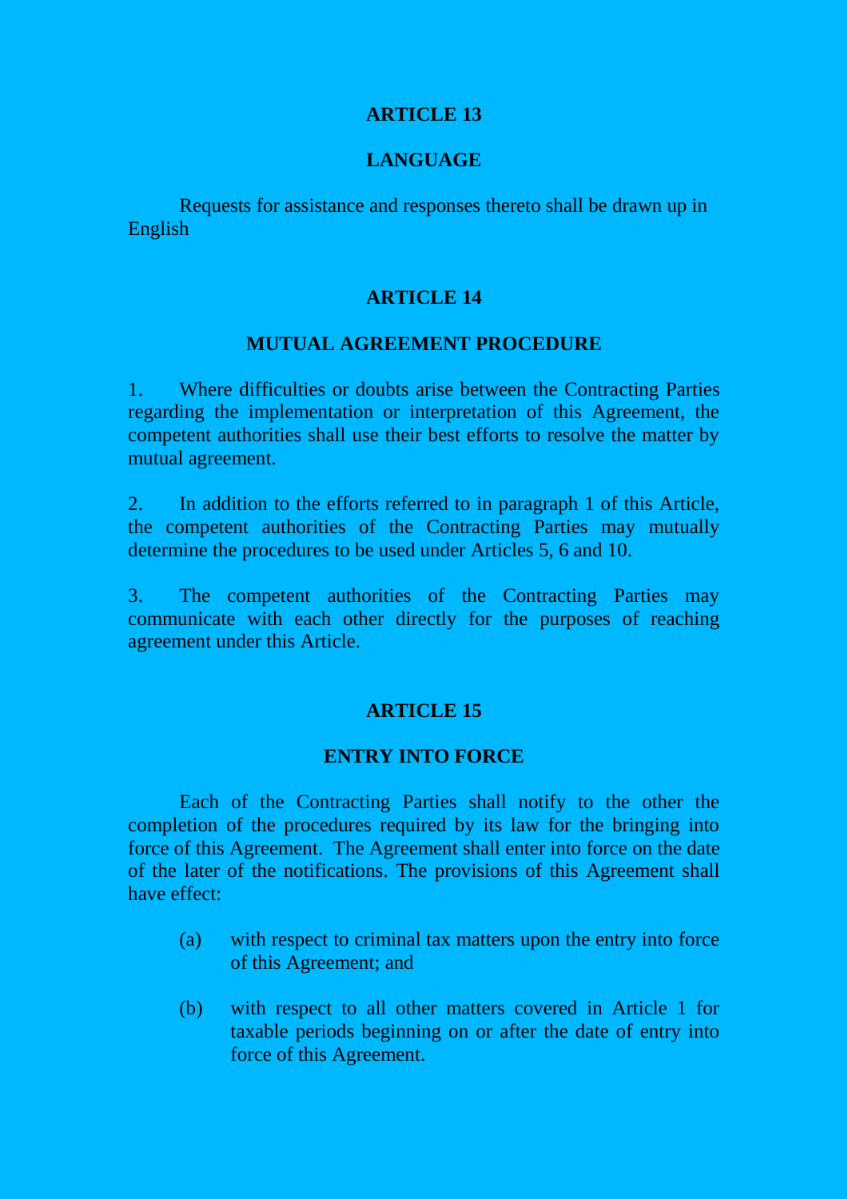## ARTICLE 13

## LANGUAGE

Requests for assistance and responses thereto shall be drawn up in English

## ARTICLE 14

## MUTUAL AGREEMENT PROCEDURE

1. Where difficulties or doubts arise between the Contracting Parties regarding the implementation or interpretation of this Agreement, the competent authorities shall use their best efforts to resolve the matter by mutual agreement.

2. In addition to the efforts referred to in paragraph 1 of this Article, the competent authorities of the Contracting Parties may mutually determine the procedures to be used under Articles 5, 6 and 10.

3. The competent authorities of the Contracting Parties may communicate with each other directly for the purposes of reaching agreement under this Article.

## ARTICLE 15

## ENTRY INTO FORCE

Each of the Contracting Parties shall notify to the other the completion of the procedures required by its law for the bringing into force of this Agreement. The Agreement shall enter into force on the date of the later of the notifications. The provisions of this Agreement shall have effect:

(a) with respect to criminal tax matters upon the entry into force of this Agreement; and

(b) with respect to all other matters covered in Article 1 for taxable periods beginning on or after the date of entry into force of this Agreement.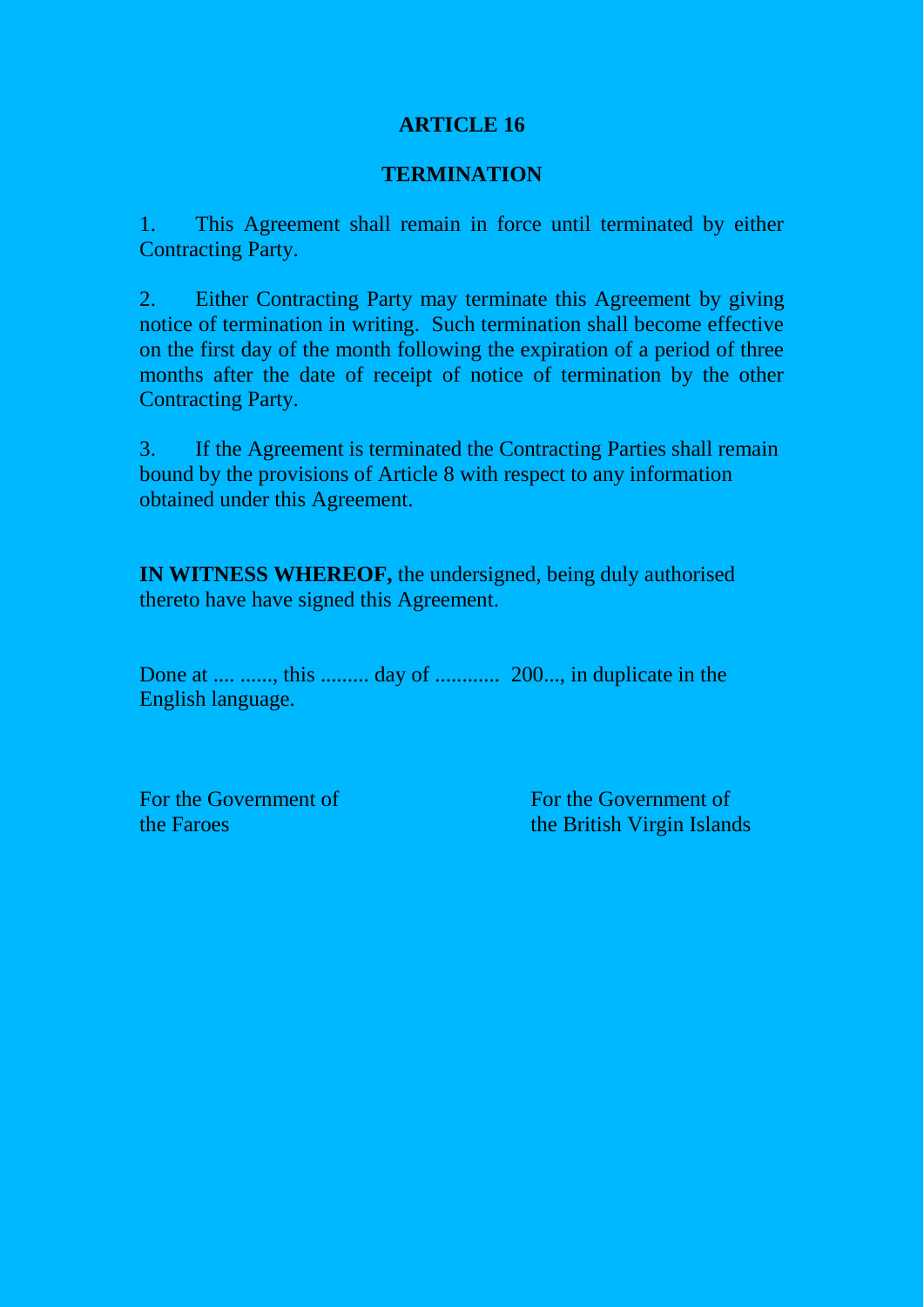## ARTICLE 16

## TERMINATION

1. This Agreement shall remain in force until terminated by either Contracting Party.

2. Either Contracting Party may terminate this Agreement by giving notice of termination in writing. Such termination shall become effective on the first day of the month following the expiration of a period of three months after the date of receipt of notice of termination by the other Contracting Party.

3. If the Agreement is terminated the Contracting Parties shall remain bound by the provisions of Article 8 with respect to any information obtained under this Agreement.

**IN WITNESS WHEREOF,** the undersigned, being duly authorised thereto have have signed this Agreement.

Done at .... ......, this ......... day of ............ 200..., in duplicate in the English language.

| | |
|---|---|
| For the Government of the Faroes | For the Government of the British Virgin Islands |